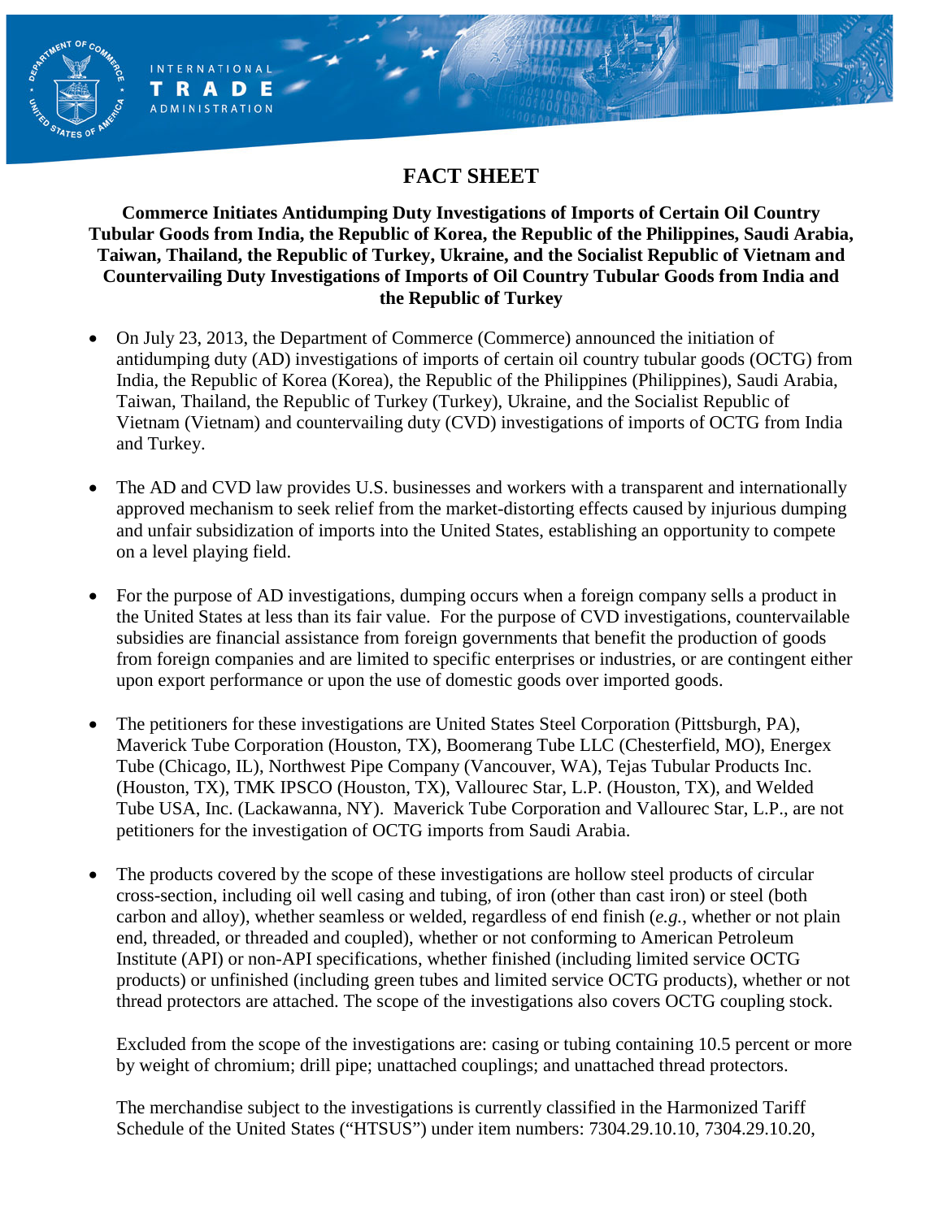# FACT SHEET

**Commerce Initiates Antidumping Duty Investigations of Imports of Certain Oil Country Tubular Goods from India, the Republic of Korea, the Republic of the Philippines, Saudi Arabia, Taiwan, Thailand, the Republic of Turkey, Ukraine, and the Socialist Republic of Vietnam and Countervailing Duty Investigations of Imports of Oil Country Tubular Goods from India and the Republic of Turkey**

- On July 23, 2013, the Department of Commerce (Commerce) announced the initiation of antidumping duty (AD) investigations of imports of certain oil country tubular goods (OCTG) from India, the Republic of Korea (Korea), the Republic of the Philippines (Philippines), Saudi Arabia, Taiwan, Thailand, the Republic of Turkey (Turkey), Ukraine, and the Socialist Republic of Vietnam (Vietnam) and countervailing duty (CVD) investigations of imports of OCTG from India and Turkey.

- The AD and CVD law provides U.S. businesses and workers with a transparent and internationally approved mechanism to seek relief from the market-distorting effects caused by injurious dumping and unfair subsidization of imports into the United States, establishing an opportunity to compete on a level playing field.

- For the purpose of AD investigations, dumping occurs when a foreign company sells a product in the United States at less than its fair value. For the purpose of CVD investigations, countervailable subsidies are financial assistance from foreign governments that benefit the production of goods from foreign companies and are limited to specific enterprises or industries, or are contingent either upon export performance or upon the use of domestic goods over imported goods.

- The petitioners for these investigations are United States Steel Corporation (Pittsburgh, PA), Maverick Tube Corporation (Houston, TX), Boomerang Tube LLC (Chesterfield, MO), Energex Tube (Chicago, IL), Northwest Pipe Company (Vancouver, WA), Tejas Tubular Products Inc. (Houston, TX), TMK IPSCO (Houston, TX), Vallourec Star, L.P. (Houston, TX), and Welded Tube USA, Inc. (Lackawanna, NY). Maverick Tube Corporation and Vallourec Star, L.P., are not petitioners for the investigation of OCTG imports from Saudi Arabia.

- The products covered by the scope of these investigations are hollow steel products of circular cross-section, including oil well casing and tubing, of iron (other than cast iron) or steel (both carbon and alloy), whether seamless or welded, regardless of end finish (*e.g.*, whether or not plain end, threaded, or threaded and coupled), whether or not conforming to American Petroleum Institute (API) or non-API specifications, whether finished (including limited service OCTG products) or unfinished (including green tubes and limited service OCTG products), whether or not thread protectors are attached. The scope of the investigations also covers OCTG coupling stock.

  Excluded from the scope of the investigations are: casing or tubing containing 10.5 percent or more by weight of chromium; drill pipe; unattached couplings; and unattached thread protectors.

  The merchandise subject to the investigations is currently classified in the Harmonized Tariff Schedule of the United States ("HTSUS") under item numbers: 7304.29.10.10, 7304.29.10.20,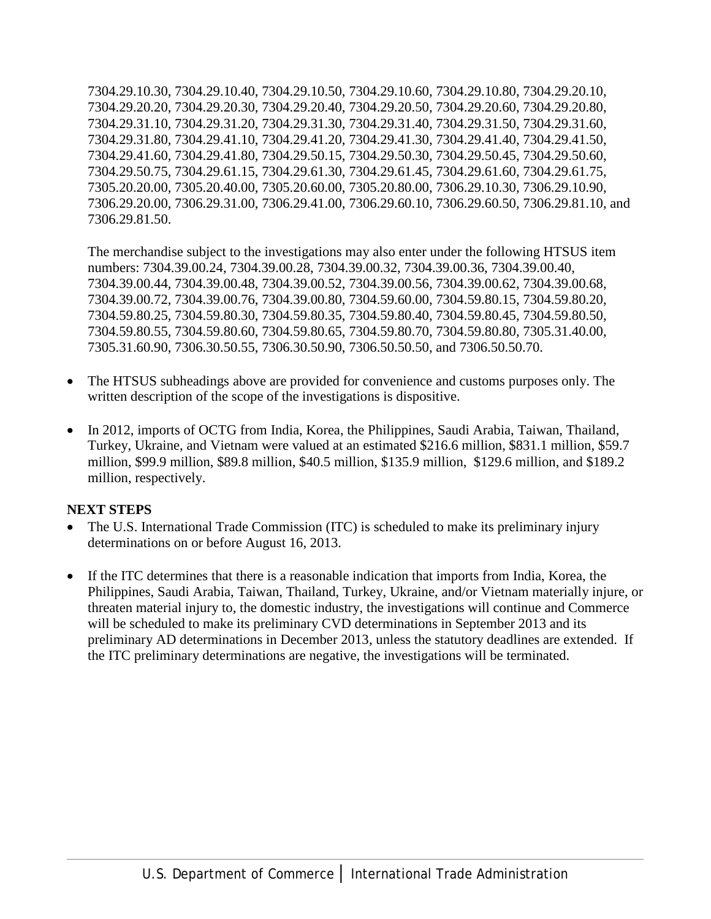7304.29.10.30, 7304.29.10.40, 7304.29.10.50, 7304.29.10.60, 7304.29.10.80, 7304.29.20.10, 7304.29.20.20, 7304.29.20.30, 7304.29.20.40, 7304.29.20.50, 7304.29.20.60, 7304.29.20.80, 7304.29.31.10, 7304.29.31.20, 7304.29.31.30, 7304.29.31.40, 7304.29.31.50, 7304.29.31.60, 7304.29.31.80, 7304.29.41.10, 7304.29.41.20, 7304.29.41.30, 7304.29.41.40, 7304.29.41.50, 7304.29.41.60, 7304.29.41.80, 7304.29.50.15, 7304.29.50.30, 7304.29.50.45, 7304.29.50.60, 7304.29.50.75, 7304.29.61.15, 7304.29.61.30, 7304.29.61.45, 7304.29.61.60, 7304.29.61.75, 7305.20.20.00, 7305.20.40.00, 7305.20.60.00, 7305.20.80.00, 7306.29.10.30, 7306.29.10.90, 7306.29.20.00, 7306.29.31.00, 7306.29.41.00, 7306.29.60.10, 7306.29.60.50, 7306.29.81.10, and 7306.29.81.50.

The merchandise subject to the investigations may also enter under the following HTSUS item numbers: 7304.39.00.24, 7304.39.00.28, 7304.39.00.32, 7304.39.00.36, 7304.39.00.40, 7304.39.00.44, 7304.39.00.48, 7304.39.00.52, 7304.39.00.56, 7304.39.00.62, 7304.39.00.68, 7304.39.00.72, 7304.39.00.76, 7304.39.00.80, 7304.59.60.00, 7304.59.80.15, 7304.59.80.20, 7304.59.80.25, 7304.59.80.30, 7304.59.80.35, 7304.59.80.40, 7304.59.80.45, 7304.59.80.50, 7304.59.80.55, 7304.59.80.60, 7304.59.80.65, 7304.59.80.70, 7304.59.80.80, 7305.31.40.00, 7305.31.60.90, 7306.30.50.55, 7306.30.50.90, 7306.50.50.50, and 7306.50.50.70.

- The HTSUS subheadings above are provided for convenience and customs purposes only. The written description of the scope of the investigations is dispositive.
- In 2012, imports of OCTG from India, Korea, the Philippines, Saudi Arabia, Taiwan, Thailand, Turkey, Ukraine, and Vietnam were valued at an estimated $216.6 million, $831.1 million, $59.7 million, $99.9 million, $89.8 million, $40.5 million, $135.9 million, $129.6 million, and $189.2 million, respectively.

**NEXT STEPS**

- The U.S. International Trade Commission (ITC) is scheduled to make its preliminary injury determinations on or before August 16, 2013.
- If the ITC determines that there is a reasonable indication that imports from India, Korea, the Philippines, Saudi Arabia, Taiwan, Thailand, Turkey, Ukraine, and/or Vietnam materially injure, or threaten material injury to, the domestic industry, the investigations will continue and Commerce will be scheduled to make its preliminary CVD determinations in September 2013 and its preliminary AD determinations in December 2013, unless the statutory deadlines are extended. If the ITC preliminary determinations are negative, the investigations will be terminated.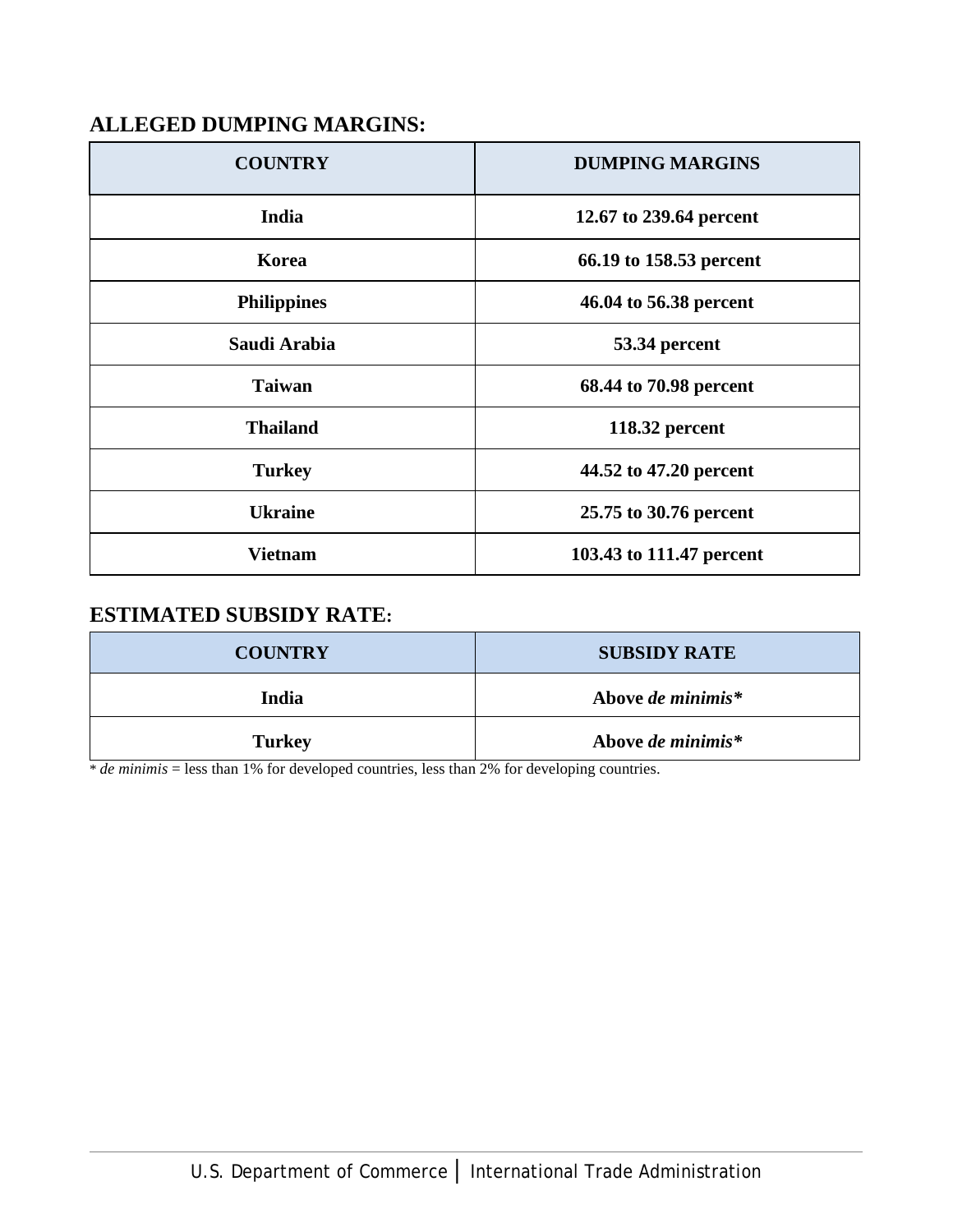## ALLEGED DUMPING MARGINS:

| COUNTRY | DUMPING MARGINS |
|---|---|
| India | 12.67 to 239.64 percent |
| Korea | 66.19 to 158.53 percent |
| Philippines | 46.04 to 56.38 percent |
| Saudi Arabia | 53.34 percent |
| Taiwan | 68.44 to 70.98 percent |
| Thailand | 118.32 percent |
| Turkey | 44.52 to 47.20 percent |
| Ukraine | 25.75 to 30.76 percent |
| Vietnam | 103.43 to 111.47 percent |

## ESTIMATED SUBSIDY RATE:

| COUNTRY | SUBSIDY RATE |
|---|---|
| India | Above *de minimis** |
| Turkey | Above *de minimis** |

\* *de minimis* = less than 1% for developed countries, less than 2% for developing countries.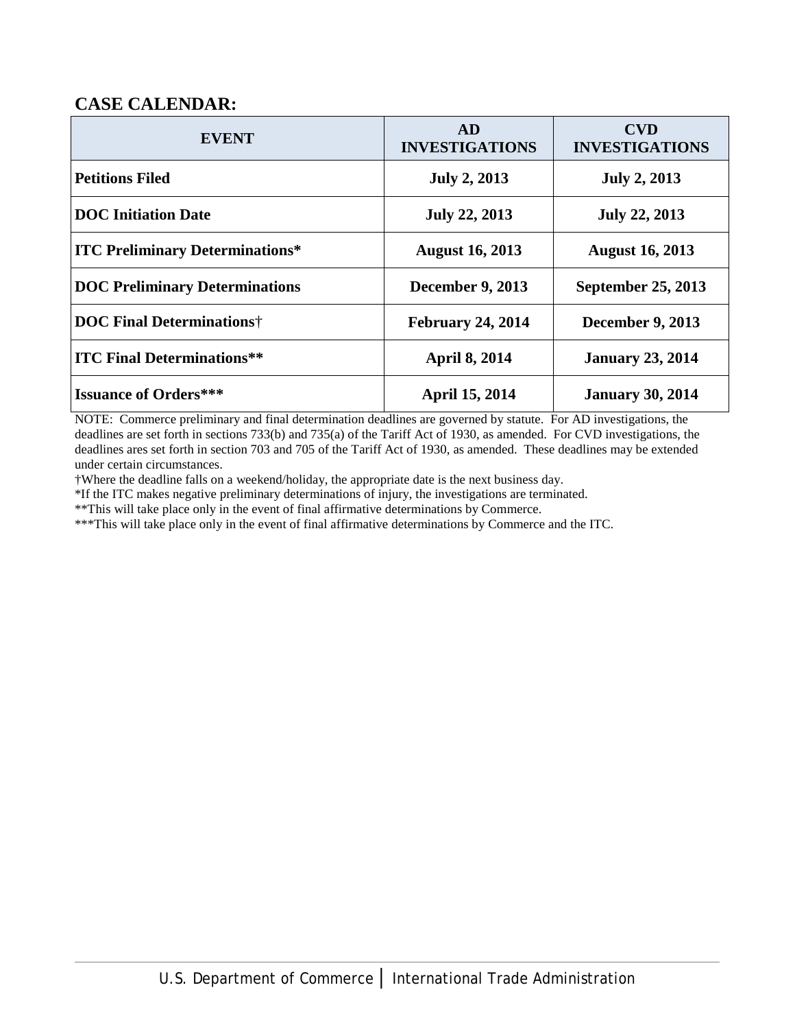## CASE CALENDAR:

| EVENT | AD INVESTIGATIONS | CVD INVESTIGATIONS |
|---|---|---|
| **Petitions Filed** | **July 2, 2013** | **July 2, 2013** |
| **DOC Initiation Date** | **July 22, 2013** | **July 22, 2013** |
| **ITC Preliminary Determinations*** | **August 16, 2013** | **August 16, 2013** |
| **DOC Preliminary Determinations** | **December 9, 2013** | **September 25, 2013** |
| **DOC Final Determinations**† | **February 24, 2014** | **December 9, 2013** |
| **ITC Final Determinations**** | **April 8, 2014** | **January 23, 2014** |
| **Issuance of Orders***** | **April 15, 2014** | **January 30, 2014** |

NOTE: Commerce preliminary and final determination deadlines are governed by statute. For AD investigations, the deadlines are set forth in sections 733(b) and 735(a) of the Tariff Act of 1930, as amended. For CVD investigations, the deadlines ares set forth in section 703 and 705 of the Tariff Act of 1930, as amended. These deadlines may be extended under certain circumstances.

†Where the deadline falls on a weekend/holiday, the appropriate date is the next business day.

*If the ITC makes negative preliminary determinations of injury, the investigations are terminated.

**This will take place only in the event of final affirmative determinations by Commerce.

***This will take place only in the event of final affirmative determinations by Commerce and the ITC.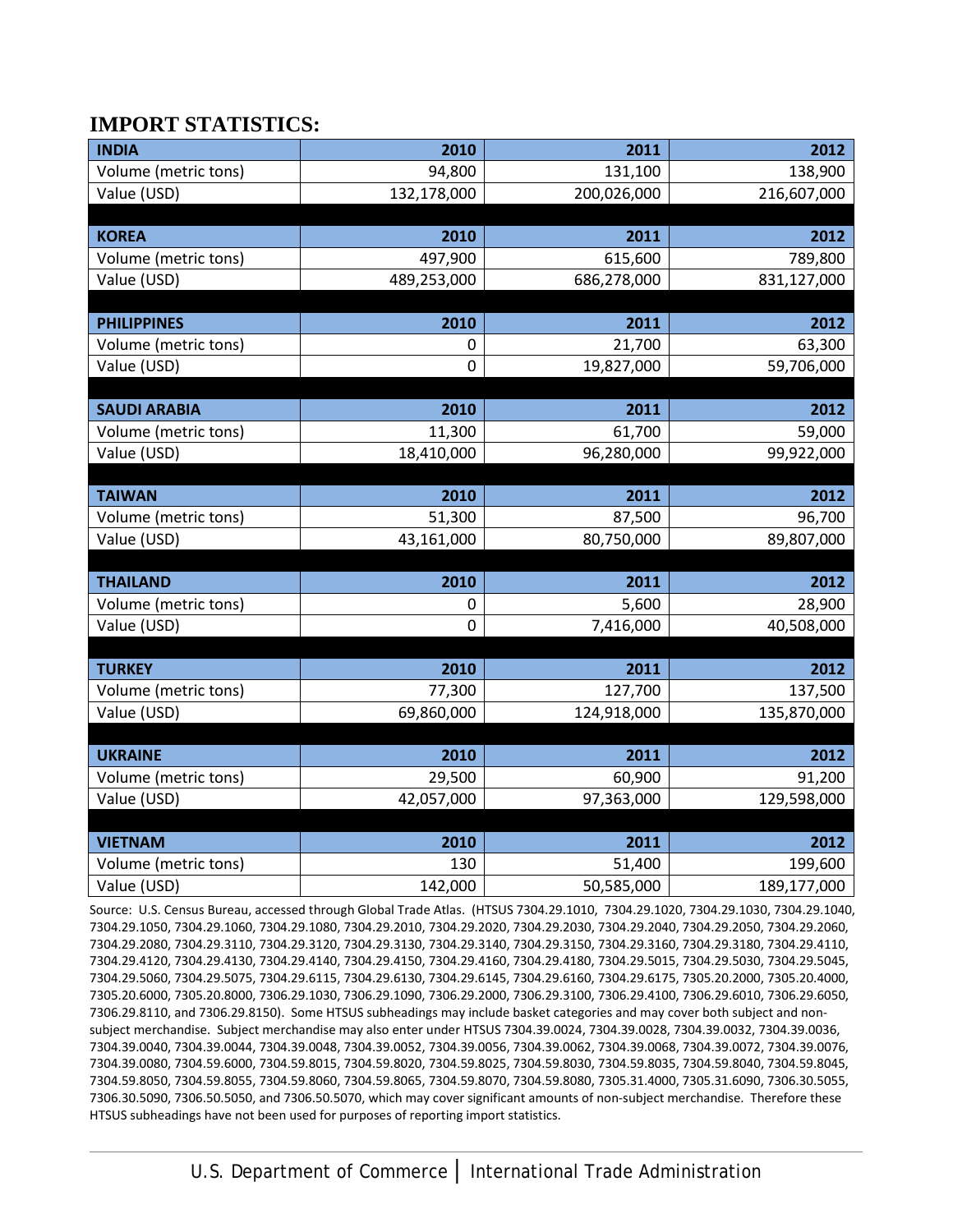## IMPORT STATISTICS:

| INDIA | 2010 | 2011 | 2012 |
|---|---|---|---|
| Volume (metric tons) | 94,800 | 131,100 | 138,900 |
| Value (USD) | 132,178,000 | 200,026,000 | 216,607,000 |

| KOREA | 2010 | 2011 | 2012 |
|---|---|---|---|
| Volume (metric tons) | 497,900 | 615,600 | 789,800 |
| Value (USD) | 489,253,000 | 686,278,000 | 831,127,000 |

| PHILIPPINES | 2010 | 2011 | 2012 |
|---|---|---|---|
| Volume (metric tons) | 0 | 21,700 | 63,300 |
| Value (USD) | 0 | 19,827,000 | 59,706,000 |

| SAUDI ARABIA | 2010 | 2011 | 2012 |
|---|---|---|---|
| Volume (metric tons) | 11,300 | 61,700 | 59,000 |
| Value (USD) | 18,410,000 | 96,280,000 | 99,922,000 |

| TAIWAN | 2010 | 2011 | 2012 |
|---|---|---|---|
| Volume (metric tons) | 51,300 | 87,500 | 96,700 |
| Value (USD) | 43,161,000 | 80,750,000 | 89,807,000 |

| THAILAND | 2010 | 2011 | 2012 |
|---|---|---|---|
| Volume (metric tons) | 0 | 5,600 | 28,900 |
| Value (USD) | 0 | 7,416,000 | 40,508,000 |

| TURKEY | 2010 | 2011 | 2012 |
|---|---|---|---|
| Volume (metric tons) | 77,300 | 127,700 | 137,500 |
| Value (USD) | 69,860,000 | 124,918,000 | 135,870,000 |

| UKRAINE | 2010 | 2011 | 2012 |
|---|---|---|---|
| Volume (metric tons) | 29,500 | 60,900 | 91,200 |
| Value (USD) | 42,057,000 | 97,363,000 | 129,598,000 |

| VIETNAM | 2010 | 2011 | 2012 |
|---|---|---|---|
| Volume (metric tons) | 130 | 51,400 | 199,600 |
| Value (USD) | 142,000 | 50,585,000 | 189,177,000 |

Source: U.S. Census Bureau, accessed through Global Trade Atlas. (HTSUS 7304.29.1010, 7304.29.1020, 7304.29.1030, 7304.29.1040, 7304.29.1050, 7304.29.1060, 7304.29.1080, 7304.29.2010, 7304.29.2020, 7304.29.2030, 7304.29.2040, 7304.29.2050, 7304.29.2060, 7304.29.2080, 7304.29.3110, 7304.29.3120, 7304.29.3130, 7304.29.3140, 7304.29.3150, 7304.29.3160, 7304.29.3180, 7304.29.4110, 7304.29.4120, 7304.29.4130, 7304.29.4140, 7304.29.4150, 7304.29.4160, 7304.29.4180, 7304.29.5015, 7304.29.5030, 7304.29.5045, 7304.29.5060, 7304.29.5075, 7304.29.6115, 7304.29.6130, 7304.29.6145, 7304.29.6160, 7304.29.6175, 7305.20.2000, 7305.20.4000, 7305.20.6000, 7305.20.8000, 7306.29.1030, 7306.29.1090, 7306.29.2000, 7306.29.3100, 7306.29.4100, 7306.29.6010, 7306.29.6050, 7306.29.8110, and 7306.29.8150). Some HTSUS subheadings may include basket categories and may cover both subject and non-subject merchandise. Subject merchandise may also enter under HTSUS 7304.39.0024, 7304.39.0028, 7304.39.0032, 7304.39.0036, 7304.39.0040, 7304.39.0044, 7304.39.0048, 7304.39.0052, 7304.39.0056, 7304.39.0062, 7304.39.0068, 7304.39.0072, 7304.39.0076, 7304.39.0080, 7304.59.6000, 7304.59.8015, 7304.59.8020, 7304.59.8025, 7304.59.8030, 7304.59.8035, 7304.59.8040, 7304.59.8045, 7304.59.8050, 7304.59.8055, 7304.59.8060, 7304.59.8065, 7304.59.8070, 7304.59.8080, 7305.31.4000, 7305.31.6090, 7306.30.5055, 7306.30.5090, 7306.50.5050, and 7306.50.5070, which may cover significant amounts of non-subject merchandise. Therefore these HTSUS subheadings have not been used for purposes of reporting import statistics.